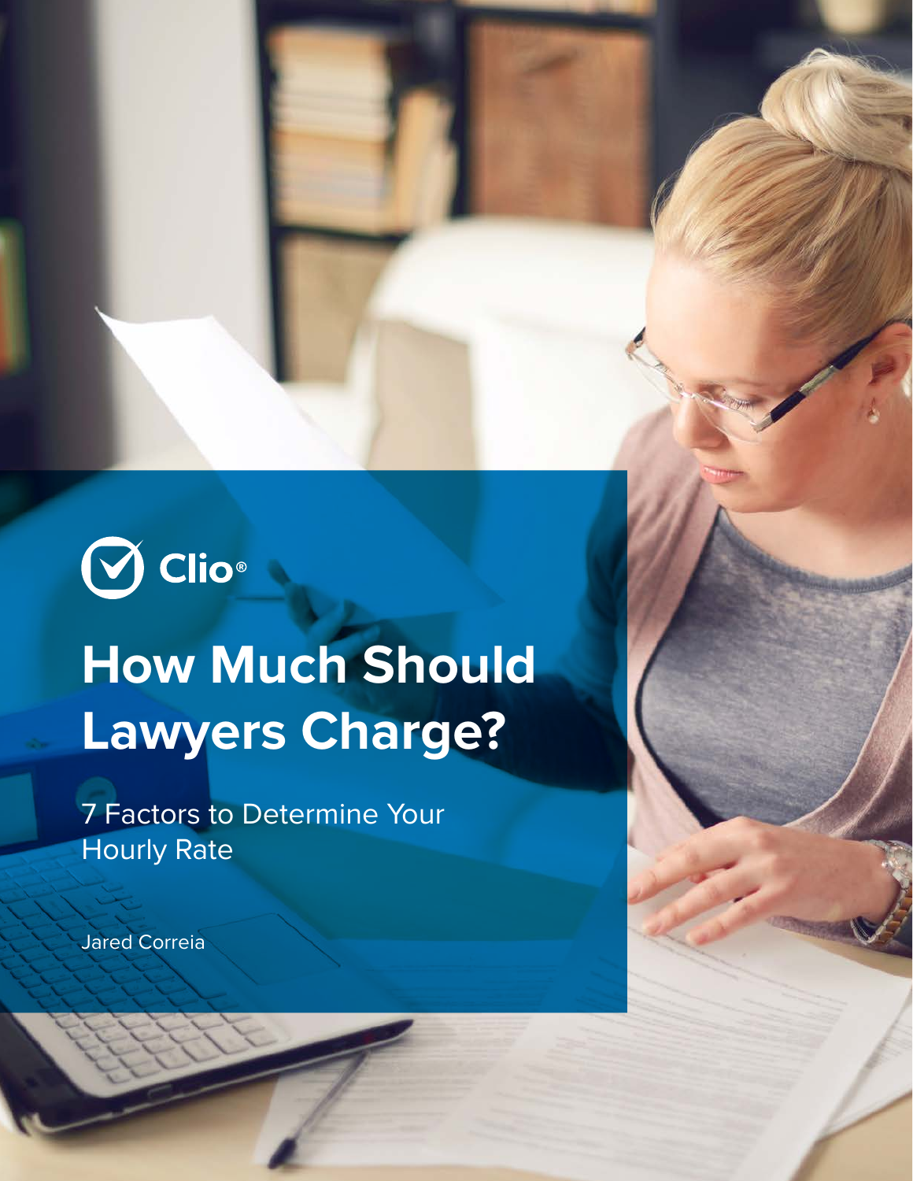Clio®

# How Much Should Lawyers Charge?

7 Factors to Determine Your Hourly Rate

Jared Correia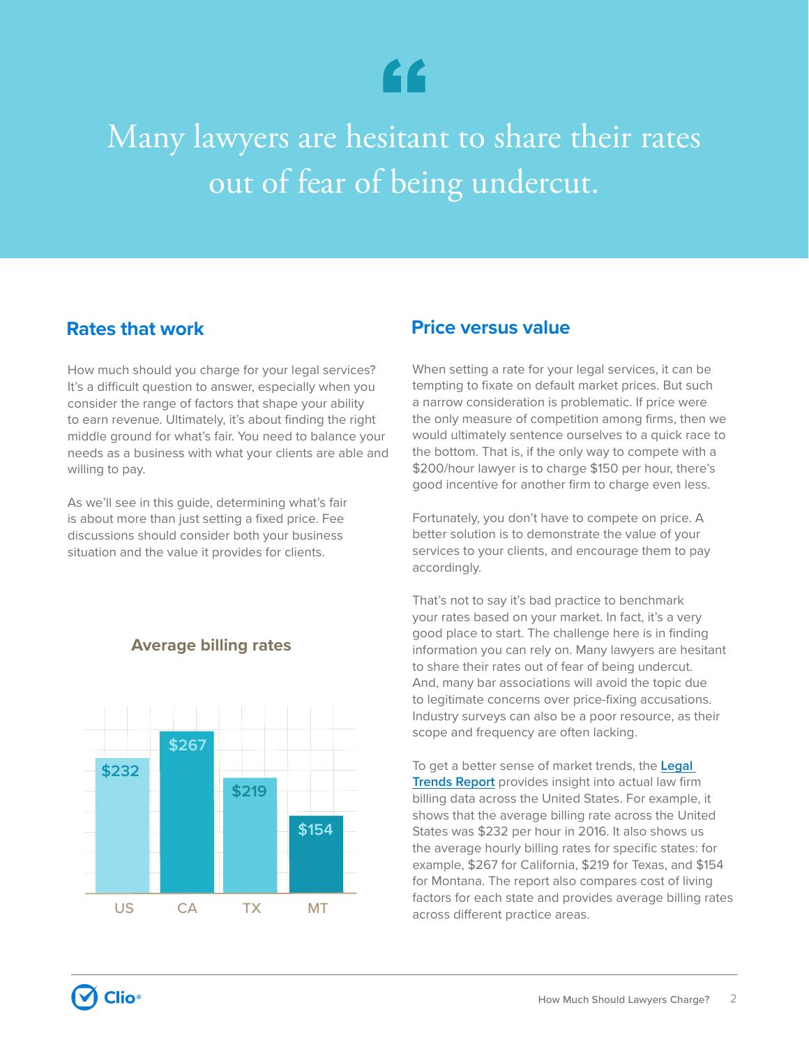> Many lawyers are hesitant to share their rates out of fear of being undercut.

## Rates that work

How much should you charge for your legal services? It's a difficult question to answer, especially when you consider the range of factors that shape your ability to earn revenue. Ultimately, it's about finding the right middle ground for what's fair. You need to balance your needs as a business with what your clients are able and willing to pay.

As we'll see in this guide, determining what's fair is about more than just setting a fixed price. Fee discussions should consider both your business situation and the value it provides for clients.

**Average billing rates**

$232
$267
$219
$154
US
CA
TX
MT

## Price versus value

When setting a rate for your legal services, it can be tempting to fixate on default market prices. But such a narrow consideration is problematic. If price were the only measure of competition among firms, then we would ultimately sentence ourselves to a quick race to the bottom. That is, if the only way to compete with a $200/hour lawyer is to charge $150 per hour, there's good incentive for another firm to charge even less.

Fortunately, you don't have to compete on price. A better solution is to demonstrate the value of your services to your clients, and encourage them to pay accordingly.

That's not to say it's bad practice to benchmark your rates based on your market. In fact, it's a very good place to start. The challenge here is in finding information you can rely on. Many lawyers are hesitant to share their rates out of fear of being undercut. And, many bar associations will avoid the topic due to legitimate concerns over price-fixing accusations. Industry surveys can also be a poor resource, as their scope and frequency are often lacking.

To get a better sense of market trends, the Legal Trends Report provides insight into actual law firm billing data across the United States. For example, it shows that the average billing rate across the United States was $232 per hour in 2016. It also shows us the average hourly billing rates for specific states: for example, $267 for California, $219 for Texas, and $154 for Montana. The report also compares cost of living factors for each state and provides average billing rates across different practice areas.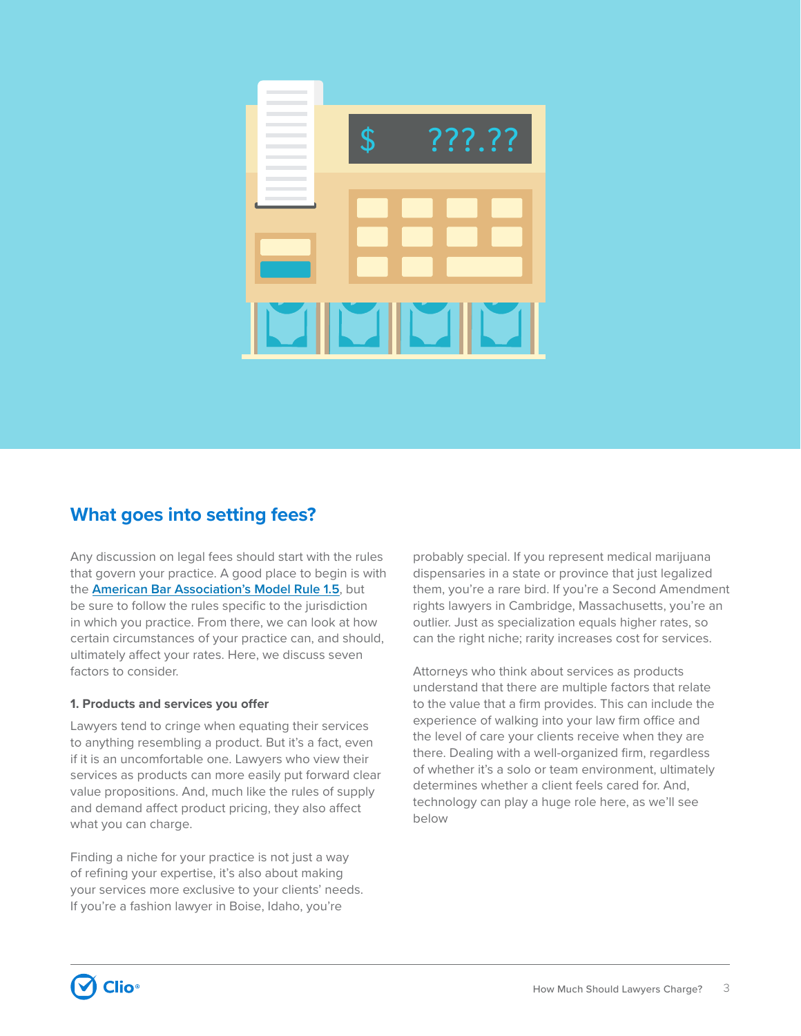## What goes into setting fees?

Any discussion on legal fees should start with the rules that govern your practice. A good place to begin is with the American Bar Association's Model Rule 1.5, but be sure to follow the rules specific to the jurisdiction in which you practice. From there, we can look at how certain circumstances of your practice can, and should, ultimately affect your rates. Here, we discuss seven factors to consider.

### 1. Products and services you offer

Lawyers tend to cringe when equating their services to anything resembling a product. But it's a fact, even if it is an uncomfortable one. Lawyers who view their services as products can more easily put forward clear value propositions. And, much like the rules of supply and demand affect product pricing, they also affect what you can charge.

Finding a niche for your practice is not just a way of refining your expertise, it's also about making your services more exclusive to your clients' needs. If you're a fashion lawyer in Boise, Idaho, you're probably special. If you represent medical marijuana dispensaries in a state or province that just legalized them, you're a rare bird. If you're a Second Amendment rights lawyers in Cambridge, Massachusetts, you're an outlier. Just as specialization equals higher rates, so can the right niche; rarity increases cost for services.

Attorneys who think about services as products understand that there are multiple factors that relate to the value that a firm provides. This can include the experience of walking into your law firm office and the level of care your clients receive when they are there. Dealing with a well-organized firm, regardless of whether it's a solo or team environment, ultimately determines whether a client feels cared for. And, technology can play a huge role here, as we'll see below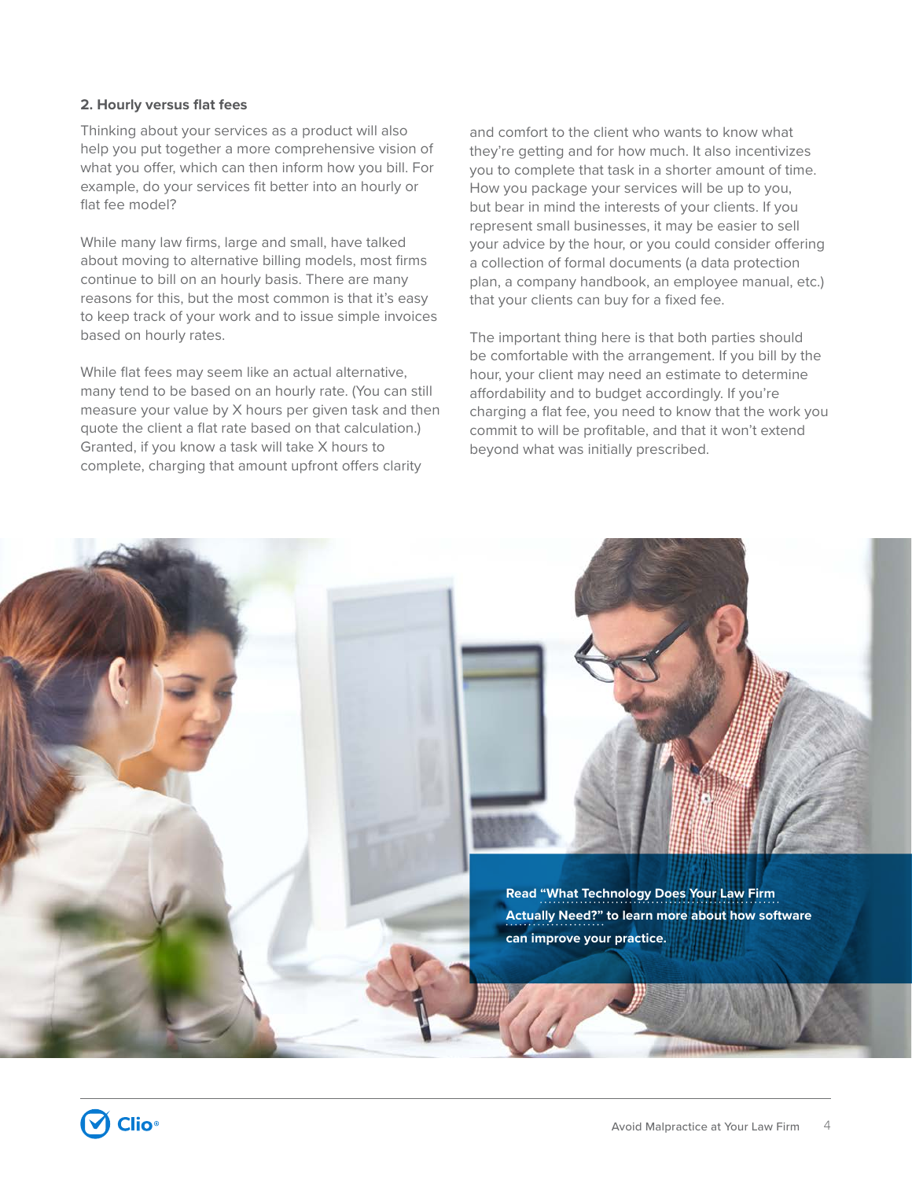**2. Hourly versus flat fees**

Thinking about your services as a product will also help you put together a more comprehensive vision of what you offer, which can then inform how you bill. For example, do your services fit better into an hourly or flat fee model?

While many law firms, large and small, have talked about moving to alternative billing models, most firms continue to bill on an hourly basis. There are many reasons for this, but the most common is that it's easy to keep track of your work and to issue simple invoices based on hourly rates.

While flat fees may seem like an actual alternative, many tend to be based on an hourly rate. (You can still measure your value by X hours per given task and then quote the client a flat rate based on that calculation.) Granted, if you know a task will take X hours to complete, charging that amount upfront offers clarity and comfort to the client who wants to know what they're getting and for how much. It also incentivizes you to complete that task in a shorter amount of time. How you package your services will be up to you, but bear in mind the interests of your clients. If you represent small businesses, it may be easier to sell your advice by the hour, or you could consider offering a collection of formal documents (a data protection plan, a company handbook, an employee manual, etc.) that your clients can buy for a fixed fee.

The important thing here is that both parties should be comfortable with the arrangement. If you bill by the hour, your client may need an estimate to determine affordability and to budget accordingly. If you're charging a flat fee, you need to know that the work you commit to will be profitable, and that it won't extend beyond what was initially prescribed.

**Read "What Technology Does Your Law Firm Actually Need?" to learn more about how software can improve your practice.**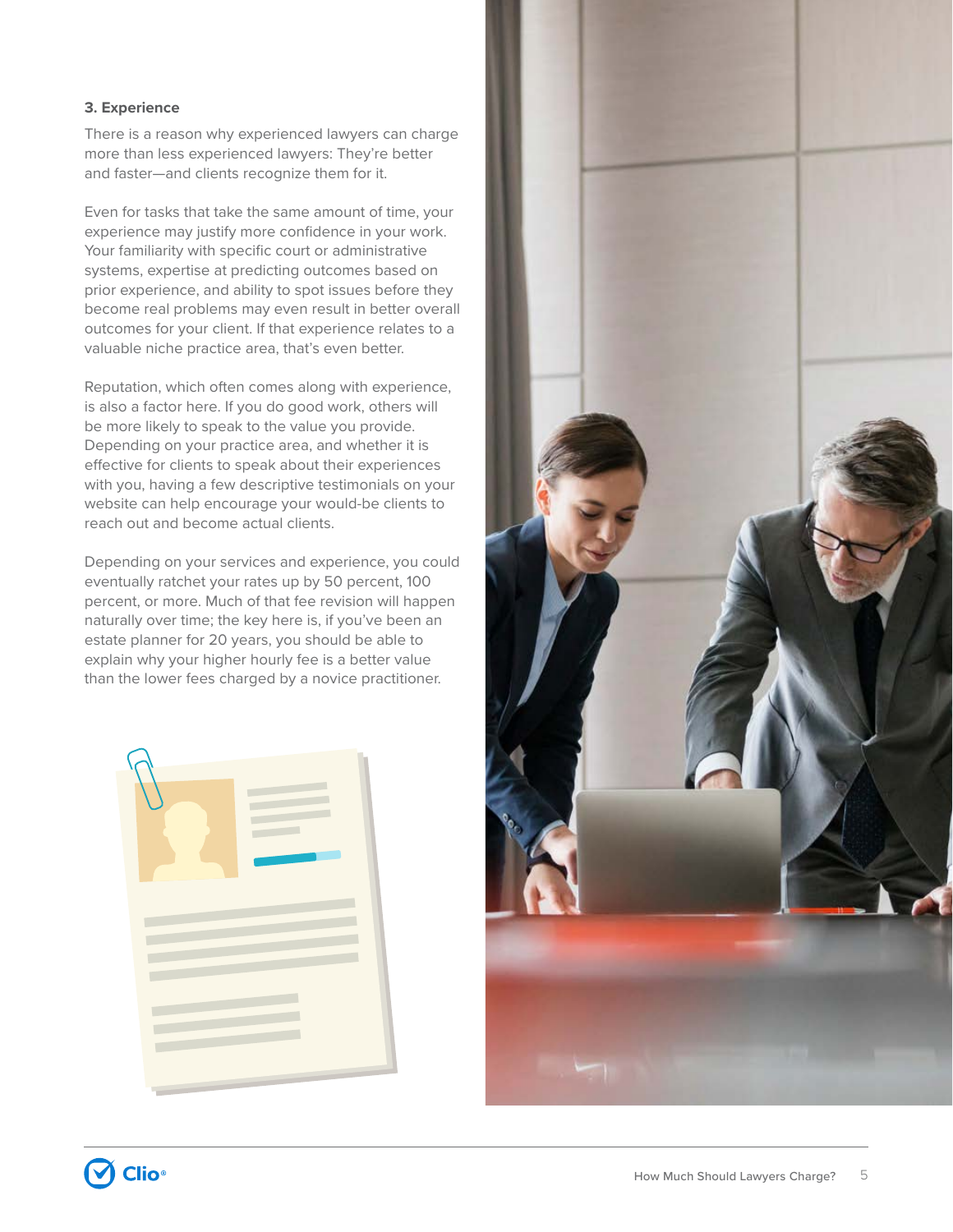### 3. Experience

There is a reason why experienced lawyers can charge more than less experienced lawyers: They're better and faster—and clients recognize them for it.

Even for tasks that take the same amount of time, your experience may justify more confidence in your work. Your familiarity with specific court or administrative systems, expertise at predicting outcomes based on prior experience, and ability to spot issues before they become real problems may even result in better overall outcomes for your client. If that experience relates to a valuable niche practice area, that's even better.

Reputation, which often comes along with experience, is also a factor here. If you do good work, others will be more likely to speak to the value you provide. Depending on your practice area, and whether it is effective for clients to speak about their experiences with you, having a few descriptive testimonials on your website can help encourage your would-be clients to reach out and become actual clients.

Depending on your services and experience, you could eventually ratchet your rates up by 50 percent, 100 percent, or more. Much of that fee revision will happen naturally over time; the key here is, if you've been an estate planner for 20 years, you should be able to explain why your higher hourly fee is a better value than the lower fees charged by a novice practitioner.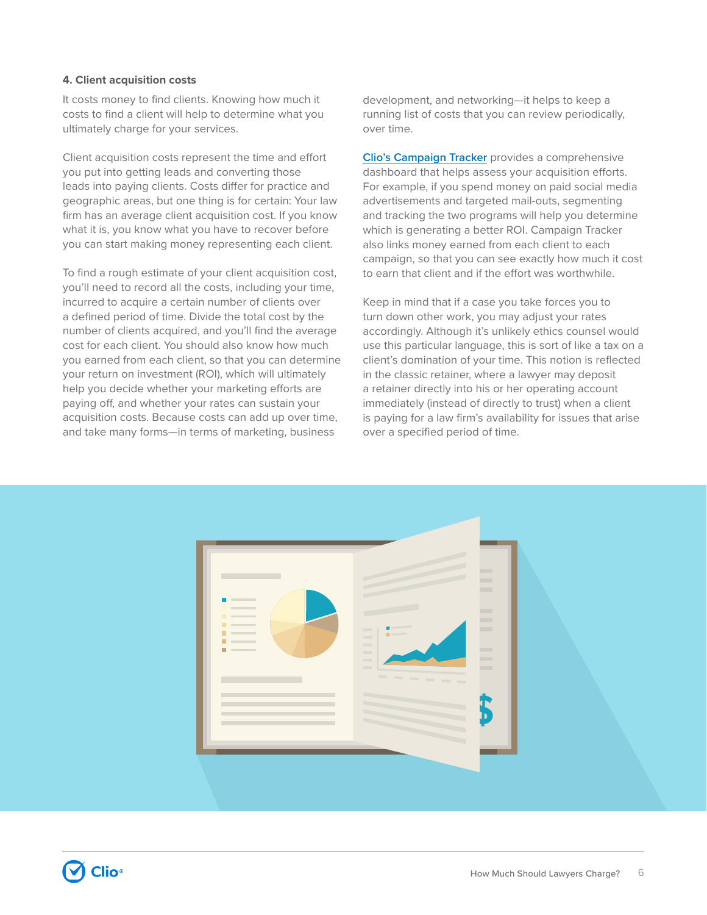#### 4. Client acquisition costs

It costs money to find clients. Knowing how much it costs to find a client will help to determine what you ultimately charge for your services.

Client acquisition costs represent the time and effort you put into getting leads and converting those leads into paying clients. Costs differ for practice and geographic areas, but one thing is for certain: Your law firm has an average client acquisition cost. If you know what it is, you know what you have to recover before you can start making money representing each client.

To find a rough estimate of your client acquisition cost, you'll need to record all the costs, including your time, incurred to acquire a certain number of clients over a defined period of time. Divide the total cost by the number of clients acquired, and you'll find the average cost for each client. You should also know how much you earned from each client, so that you can determine your return on investment (ROI), which will ultimately help you decide whether your marketing efforts are paying off, and whether your rates can sustain your acquisition costs. Because costs can add up over time, and take many forms—in terms of marketing, business development, and networking—it helps to keep a running list of costs that you can review periodically, over time.

Clio's Campaign Tracker provides a comprehensive dashboard that helps assess your acquisition efforts. For example, if you spend money on paid social media advertisements and targeted mail-outs, segmenting and tracking the two programs will help you determine which is generating a better ROI. Campaign Tracker also links money earned from each client to each campaign, so that you can see exactly how much it cost to earn that client and if the effort was worthwhile.

Keep in mind that if a case you take forces you to turn down other work, you may adjust your rates accordingly. Although it's unlikely ethics counsel would use this particular language, this is sort of like a tax on a client's domination of your time. This notion is reflected in the classic retainer, where a lawyer may deposit a retainer directly into his or her operating account immediately (instead of directly to trust) when a client is paying for a law firm's availability for issues that arise over a specified period of time.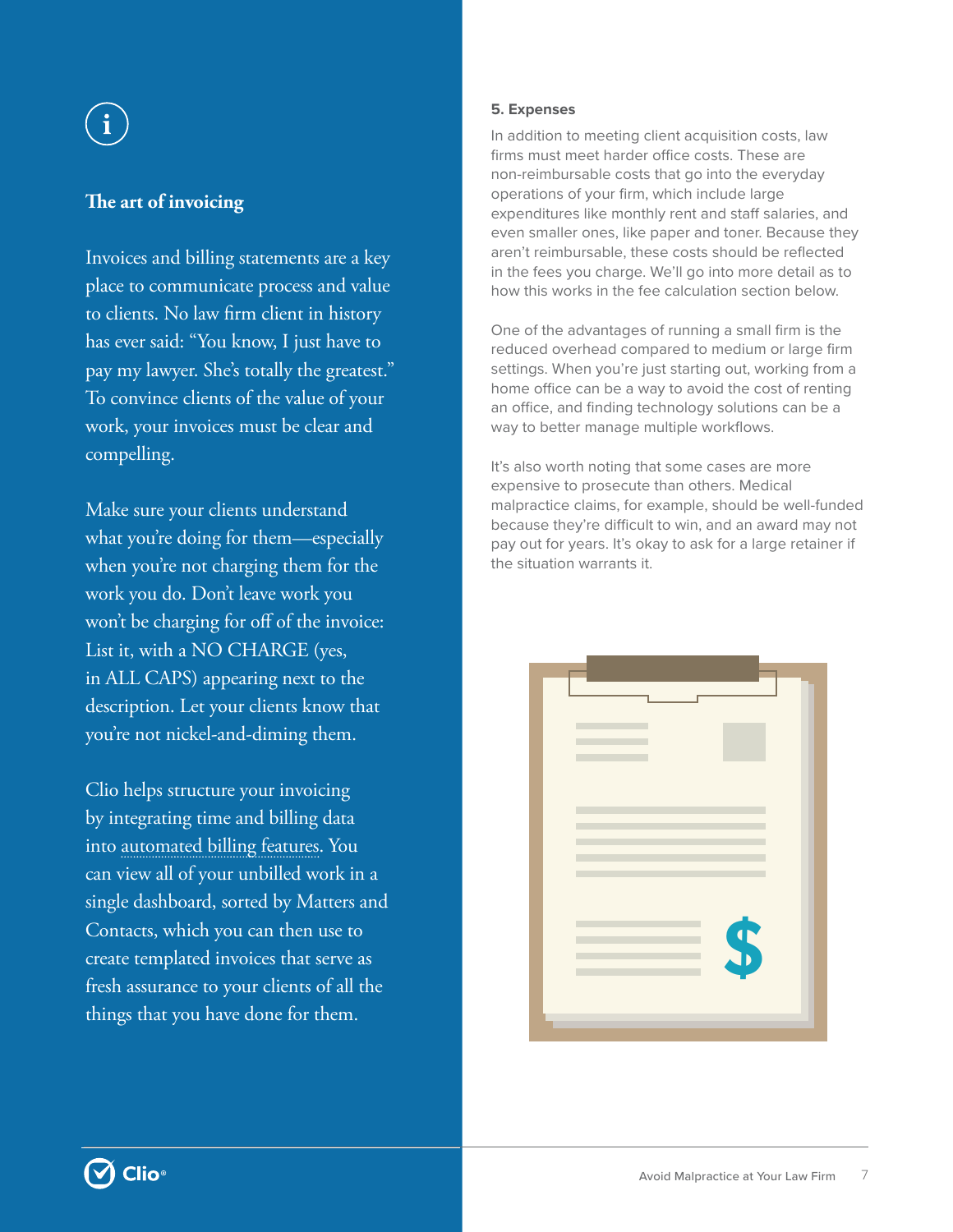## The art of invoicing

Invoices and billing statements are a key place to communicate process and value to clients. No law firm client in history has ever said: "You know, I just have to pay my lawyer. She's totally the greatest." To convince clients of the value of your work, your invoices must be clear and compelling.

Make sure your clients understand what you're doing for them—especially when you're not charging them for the work you do. Don't leave work you won't be charging for off of the invoice: List it, with a NO CHARGE (yes, in ALL CAPS) appearing next to the description. Let your clients know that you're not nickel-and-diming them.

Clio helps structure your invoicing by integrating time and billing data into automated billing features. You can view all of your unbilled work in a single dashboard, sorted by Matters and Contacts, which you can then use to create templated invoices that serve as fresh assurance to your clients of all the things that you have done for them.

### 5. Expenses

In addition to meeting client acquisition costs, law firms must meet harder office costs. These are non-reimbursable costs that go into the everyday operations of your firm, which include large expenditures like monthly rent and staff salaries, and even smaller ones, like paper and toner. Because they aren't reimbursable, these costs should be reflected in the fees you charge. We'll go into more detail as to how this works in the fee calculation section below.

One of the advantages of running a small firm is the reduced overhead compared to medium or large firm settings. When you're just starting out, working from a home office can be a way to avoid the cost of renting an office, and finding technology solutions can be a way to better manage multiple workflows.

It's also worth noting that some cases are more expensive to prosecute than others. Medical malpractice claims, for example, should be well-funded because they're difficult to win, and an award may not pay out for years. It's okay to ask for a large retainer if the situation warrants it.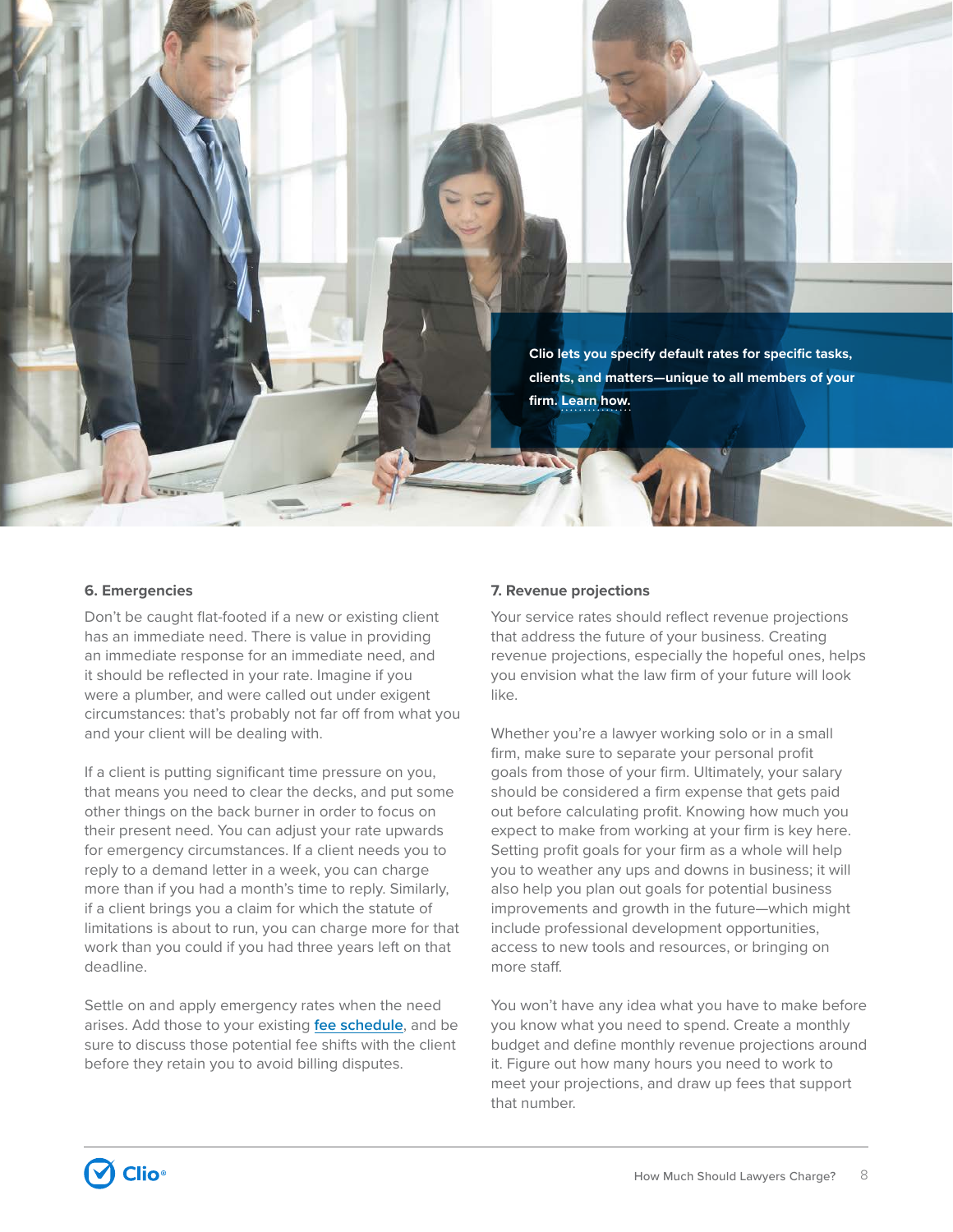Clio lets you specify default rates for specific tasks, clients, and matters—unique to all members of your firm. Learn how.

### 6. Emergencies

Don't be caught flat-footed if a new or existing client has an immediate need. There is value in providing an immediate response for an immediate need, and it should be reflected in your rate. Imagine if you were a plumber, and were called out under exigent circumstances: that's probably not far off from what you and your client will be dealing with.

If a client is putting significant time pressure on you, that means you need to clear the decks, and put some other things on the back burner in order to focus on their present need. You can adjust your rate upwards for emergency circumstances. If a client needs you to reply to a demand letter in a week, you can charge more than if you had a month's time to reply. Similarly, if a client brings you a claim for which the statute of limitations is about to run, you can charge more for that work than you could if you had three years left on that deadline.

Settle on and apply emergency rates when the need arises. Add those to your existing fee schedule, and be sure to discuss those potential fee shifts with the client before they retain you to avoid billing disputes.

### 7. Revenue projections

Your service rates should reflect revenue projections that address the future of your business. Creating revenue projections, especially the hopeful ones, helps you envision what the law firm of your future will look like.

Whether you're a lawyer working solo or in a small firm, make sure to separate your personal profit goals from those of your firm. Ultimately, your salary should be considered a firm expense that gets paid out before calculating profit. Knowing how much you expect to make from working at your firm is key here. Setting profit goals for your firm as a whole will help you to weather any ups and downs in business; it will also help you plan out goals for potential business improvements and growth in the future—which might include professional development opportunities, access to new tools and resources, or bringing on more staff.

You won't have any idea what you have to make before you know what you need to spend. Create a monthly budget and define monthly revenue projections around it. Figure out how many hours you need to work to meet your projections, and draw up fees that support that number.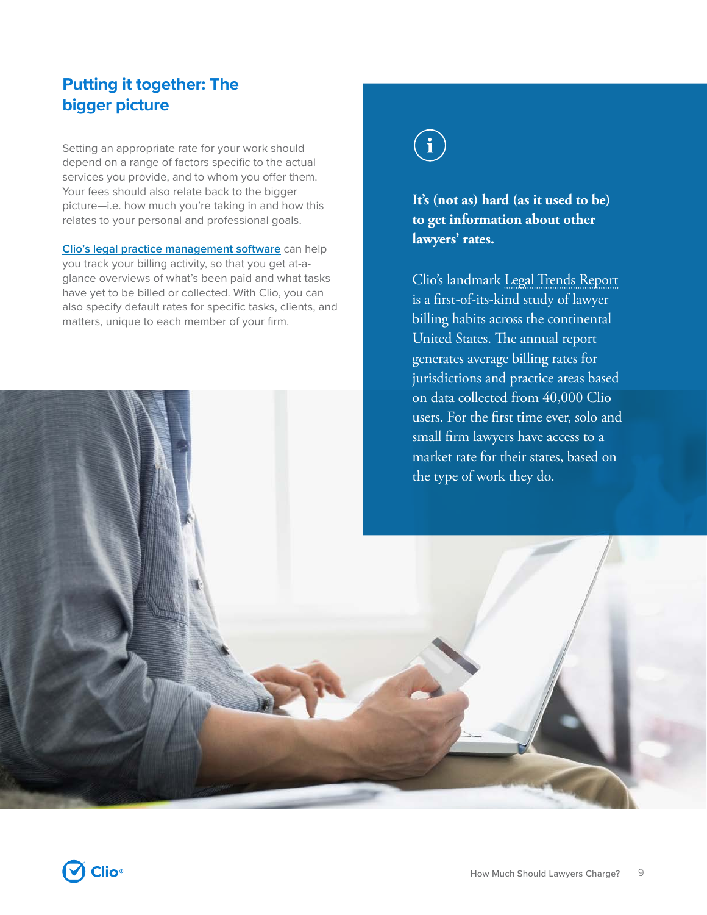## Putting it together: The bigger picture

Setting an appropriate rate for your work should depend on a range of factors specific to the actual services you provide, and to whom you offer them. Your fees should also relate back to the bigger picture—i.e. how much you're taking in and how this relates to your personal and professional goals.

Clio's legal practice management software can help you track your billing activity, so that you get at-a-glance overviews of what's been paid and what tasks have yet to be billed or collected. With Clio, you can also specify default rates for specific tasks, clients, and matters, unique to each member of your firm.

**It's (not as) hard (as it used to be) to get information about other lawyers' rates.**

Clio's landmark Legal Trends Report is a first-of-its-kind study of lawyer billing habits across the continental United States. The annual report generates average billing rates for jurisdictions and practice areas based on data collected from 40,000 Clio users. For the first time ever, solo and small firm lawyers have access to a market rate for their states, based on the type of work they do.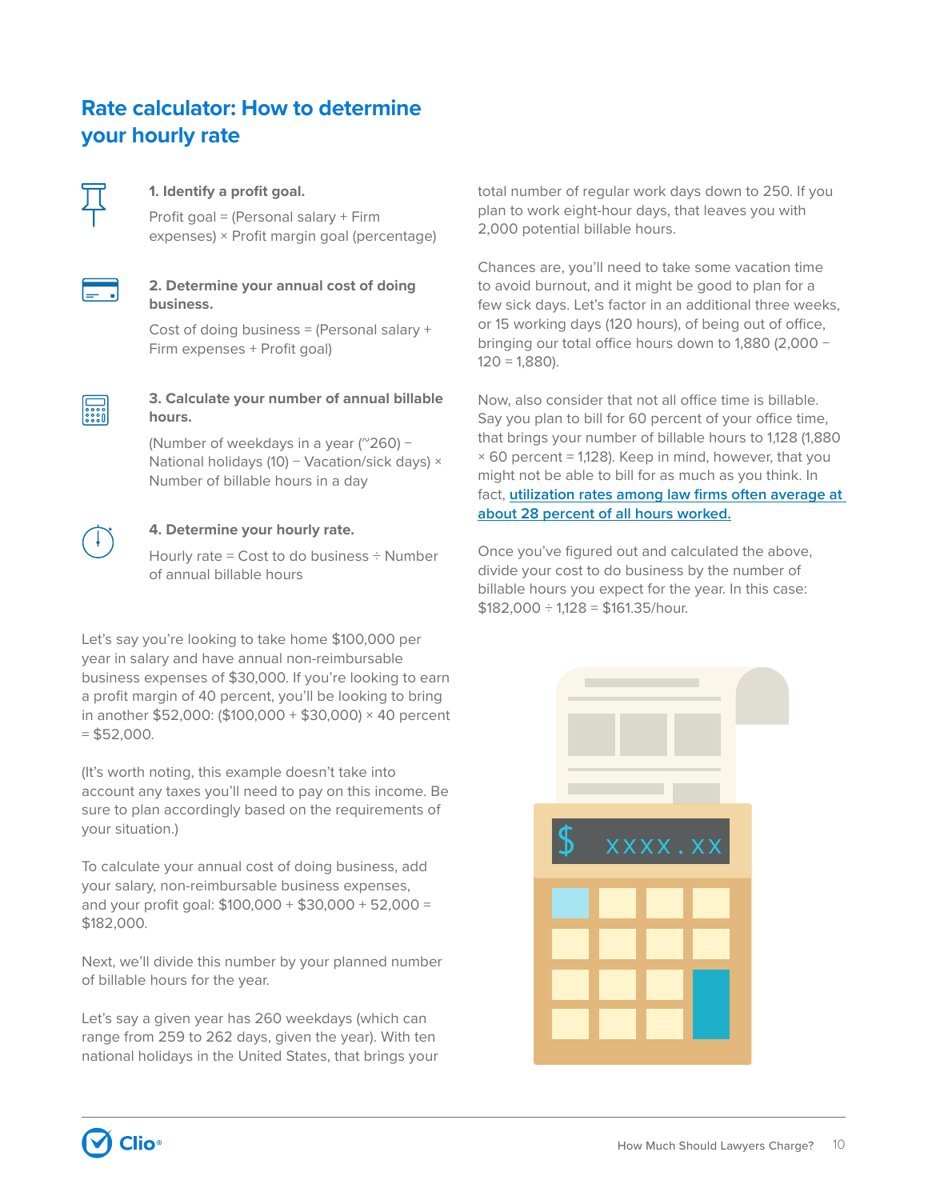## Rate calculator: How to determine your hourly rate

**1. Identify a profit goal.**

Profit goal = (Personal salary + Firm expenses) × Profit margin goal (percentage)

**2. Determine your annual cost of doing business.**

Cost of doing business = (Personal salary + Firm expenses + Profit goal)

**3. Calculate your number of annual billable hours.**

(Number of weekdays in a year (~260) – National holidays (10) – Vacation/sick days) × Number of billable hours in a day

**4. Determine your hourly rate.**

Hourly rate = Cost to do business ÷ Number of annual billable hours

Let's say you're looking to take home $100,000 per year in salary and have annual non-reimbursable business expenses of $30,000. If you're looking to earn a profit margin of 40 percent, you'll be looking to bring in another $52,000: ($100,000 + $30,000) × 40 percent = $52,000.

(It's worth noting, this example doesn't take into account any taxes you'll need to pay on this income. Be sure to plan accordingly based on the requirements of your situation.)

To calculate your annual cost of doing business, add your salary, non-reimbursable business expenses, and your profit goal: $100,000 + $30,000 + 52,000 = $182,000.

Next, we'll divide this number by your planned number of billable hours for the year.

Let's say a given year has 260 weekdays (which can range from 259 to 262 days, given the year). With ten national holidays in the United States, that brings your total number of regular work days down to 250. If you plan to work eight-hour days, that leaves you with 2,000 potential billable hours.

Chances are, you'll need to take some vacation time to avoid burnout, and it might be good to plan for a few sick days. Let's factor in an additional three weeks, or 15 working days (120 hours), of being out of office, bringing our total office hours down to 1,880 (2,000 – 120 = 1,880).

Now, also consider that not all office time is billable. Say you plan to bill for 60 percent of your office time, that brings your number of billable hours to 1,128 (1,880 × 60 percent = 1,128). Keep in mind, however, that you might not be able to bill for as much as you think. In fact, utilization rates among law firms often average at about 28 percent of all hours worked.

Once you've figured out and calculated the above, divide your cost to do business by the number of billable hours you expect for the year. In this case: $182,000 ÷ 1,128 = $161.35/hour.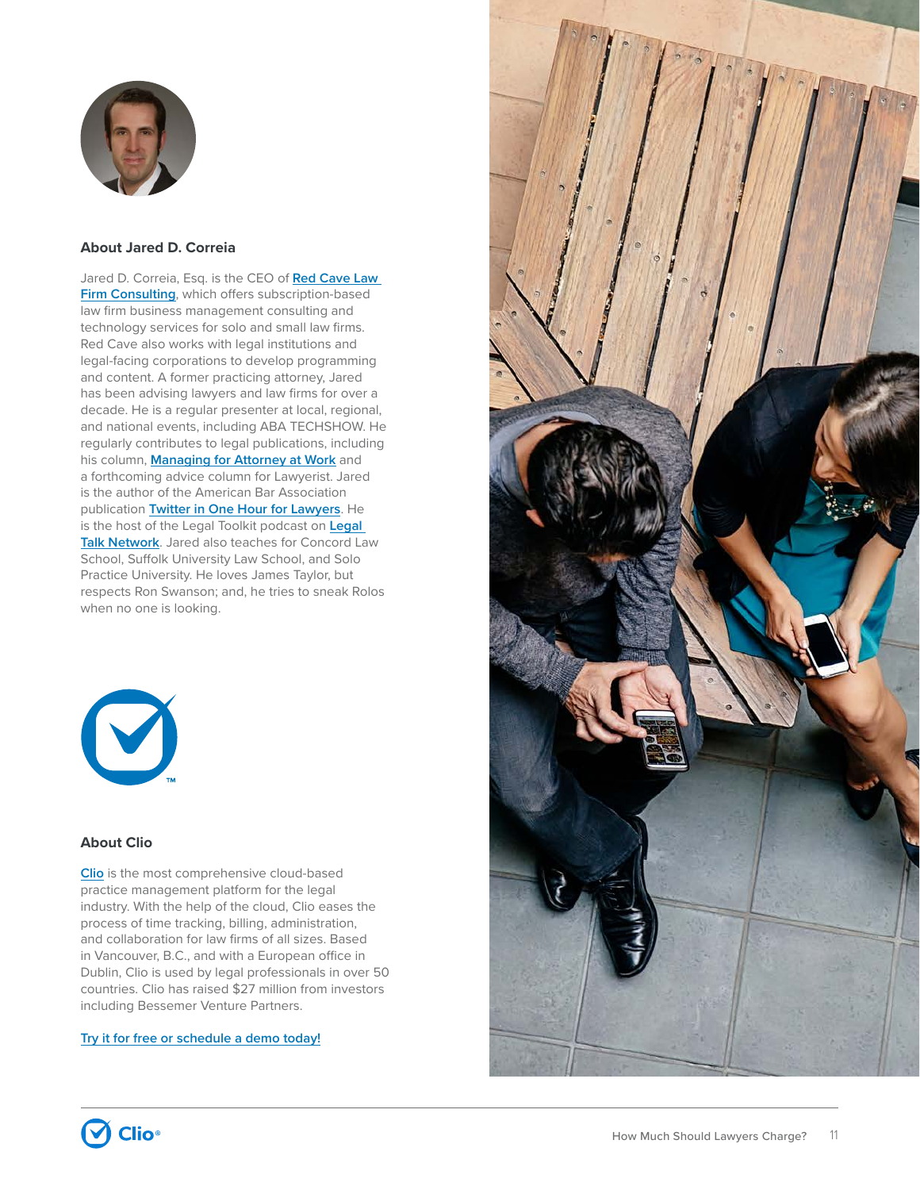### About Jared D. Correia

Jared D. Correia, Esq. is the CEO of [Red Cave Law Firm Consulting](), which offers subscription-based law firm business management consulting and technology services for solo and small law firms. Red Cave also works with legal institutions and legal-facing corporations to develop programming and content. A former practicing attorney, Jared has been advising lawyers and law firms for over a decade. He is a regular presenter at local, regional, and national events, including ABA TECHSHOW. He regularly contributes to legal publications, including his column, [Managing for Attorney at Work]() and a forthcoming advice column for Lawyerist. Jared is the author of the American Bar Association publication [Twitter in One Hour for Lawyers](). He is the host of the Legal Toolkit podcast on [Legal Talk Network](). Jared also teaches for Concord Law School, Suffolk University Law School, and Solo Practice University. He loves James Taylor, but respects Ron Swanson; and, he tries to sneak Rolos when no one is looking.

### About Clio

[Clio]() is the most comprehensive cloud-based practice management platform for the legal industry. With the help of the cloud, Clio eases the process of time tracking, billing, administration, and collaboration for law firms of all sizes. Based in Vancouver, B.C., and with a European office in Dublin, Clio is used by legal professionals in over 50 countries. Clio has raised $27 million from investors including Bessemer Venture Partners.

[Try it for free or schedule a demo today!]()